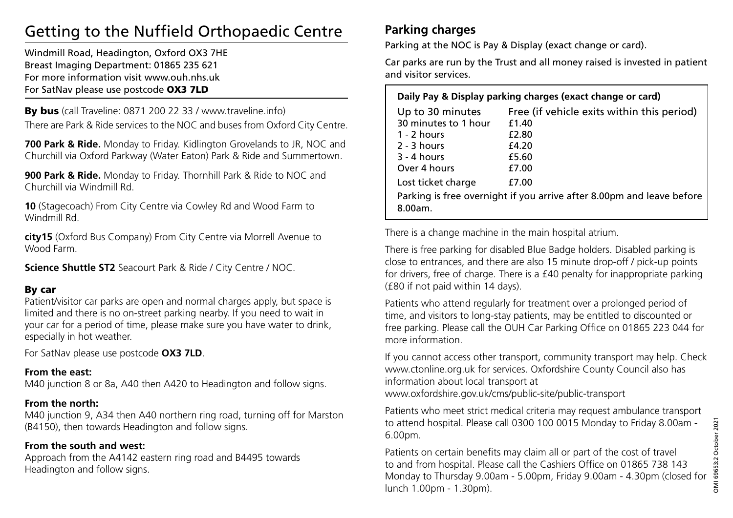# Getting to the Nuffield Orthopaedic Centre

Windmill Road, Headington, Oxford OX3 7HE
Breast Imaging Department: 01865 235 621
For more information visit www.ouh.nhs.uk
For SatNav please use postcode **OX3 7LD**

**By bus** (call Traveline: 0871 200 22 33 / www.traveline.info)

There are Park & Ride services to the NOC and buses from Oxford City Centre.

**700 Park & Ride.** Monday to Friday. Kidlington Grovelands to JR, NOC and Churchill via Oxford Parkway (Water Eaton) Park & Ride and Summertown.

**900 Park & Ride.** Monday to Friday. Thornhill Park & Ride to NOC and Churchill via Windmill Rd.

**10** (Stagecoach) From City Centre via Cowley Rd and Wood Farm to Windmill Rd.

**city15** (Oxford Bus Company) From City Centre via Morrell Avenue to Wood Farm.

**Science Shuttle ST2** Seacourt Park & Ride / City Centre / NOC.

### By car

Patient/visitor car parks are open and normal charges apply, but space is limited and there is no on-street parking nearby. If you need to wait in your car for a period of time, please make sure you have water to drink, especially in hot weather.

For SatNav please use postcode **OX3 7LD**.

**From the east:**
M40 junction 8 or 8a, A40 then A420 to Headington and follow signs.

**From the north:**
M40 junction 9, A34 then A40 northern ring road, turning off for Marston (B4150), then towards Headington and follow signs.

**From the south and west:**
Approach from the A4142 eastern ring road and B4495 towards Headington and follow signs.

## Parking charges

Parking at the NOC is Pay & Display (exact change or card).

Car parks are run by the Trust and all money raised is invested in patient and visitor services.

**Daily Pay & Display parking charges (exact change or card)**

| Duration | Charge |
|---|---|
| Up to 30 minutes | Free (if vehicle exits within this period) |
| 30 minutes to 1 hour | £1.40 |
| 1 - 2 hours | £2.80 |
| 2 - 3 hours | £4.20 |
| 3 - 4 hours | £5.60 |
| Over 4 hours | £7.00 |
| Lost ticket charge | £7.00 |

Parking is free overnight if you arrive after 8.00pm and leave before 8.00am.

There is a change machine in the main hospital atrium.

There is free parking for disabled Blue Badge holders. Disabled parking is close to entrances, and there are also 15 minute drop-off / pick-up points for drivers, free of charge. There is a £40 penalty for inappropriate parking (£80 if not paid within 14 days).

Patients who attend regularly for treatment over a prolonged period of time, and visitors to long-stay patients, may be entitled to discounted or free parking. Please call the OUH Car Parking Office on 01865 223 044 for more information.

If you cannot access other transport, community transport may help. Check www.ctonline.org.uk for services. Oxfordshire County Council also has information about local transport at www.oxfordshire.gov.uk/cms/public-site/public-transport

Patients who meet strict medical criteria may request ambulance transport to attend hospital. Please call 0300 100 0015 Monday to Friday 8.00am - 6.00pm.

Patients on certain benefits may claim all or part of the cost of travel to and from hospital. Please call the Cashiers Office on 01865 738 143 Monday to Thursday 9.00am - 5.00pm, Friday 9.00am - 4.30pm (closed for lunch 1.00pm - 1.30pm).

OMI 69653:2 October 2021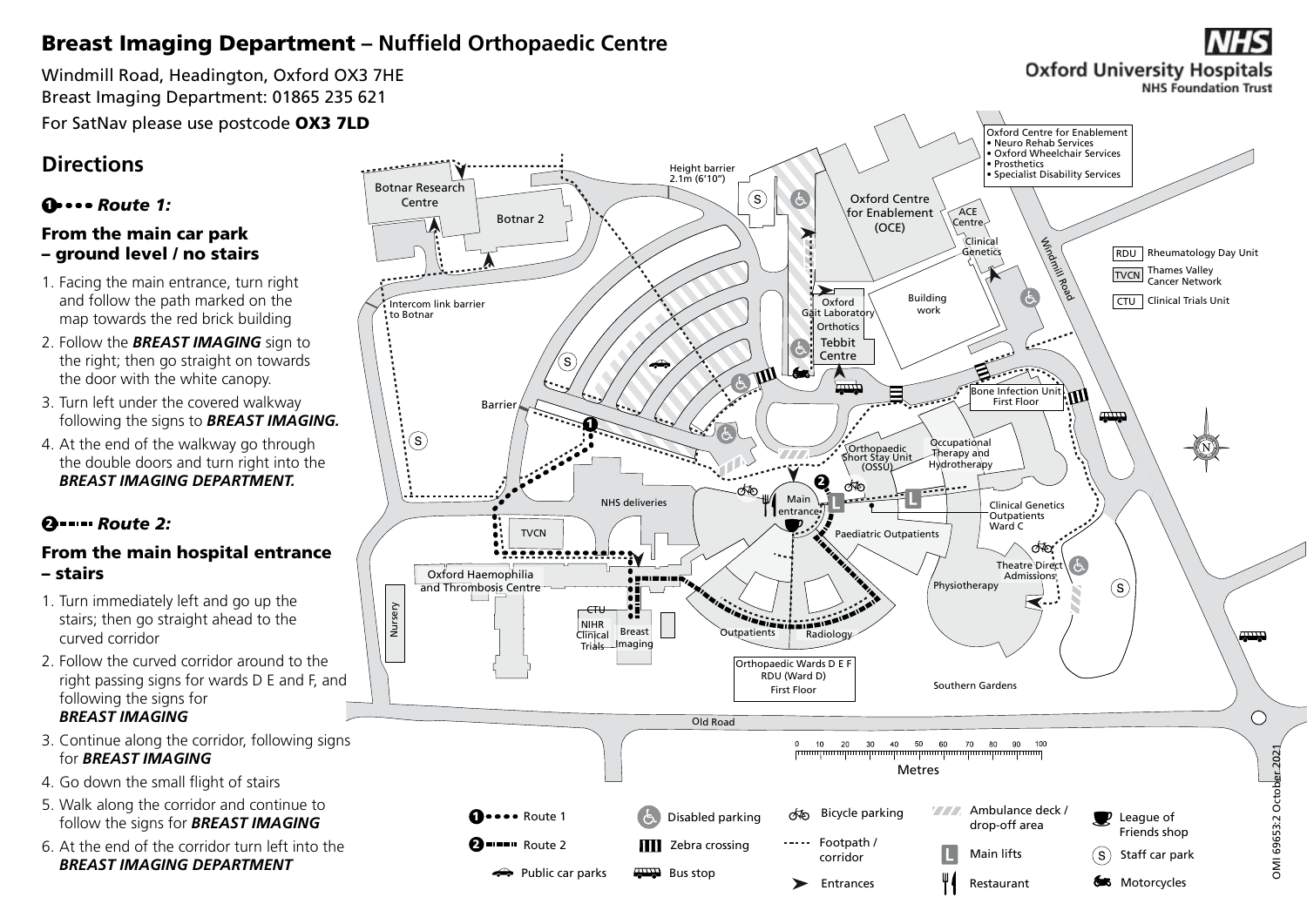# Breast Imaging Department – Nuffield Orthopaedic Centre

Windmill Road, Headington, Oxford OX3 7HE
Breast Imaging Department: 01865 235 621
For SatNav please use postcode **OX3 7LD**

NHS
Oxford University Hospitals
NHS Foundation Trust

## Directions

### ❶•••• *Route 1:*

### From the main car park – ground level / no stairs

1. Facing the main entrance, turn right and follow the path marked on the map towards the red brick building
2. Follow the ***BREAST IMAGING*** sign to the right; then go straight on towards the door with the white canopy.
3. Turn left under the covered walkway following the signs to ***BREAST IMAGING.***
4. At the end of the walkway go through the double doors and turn right into the ***BREAST IMAGING DEPARTMENT.***

### ❷▪▪▪▪ *Route 2:*

### From the main hospital entrance – stairs

1. Turn immediately left and go up the stairs; then go straight ahead to the curved corridor
2. Follow the curved corridor around to the right passing signs for wards D E and F, and following the signs for ***BREAST IMAGING***
3. Continue along the corridor, following signs for ***BREAST IMAGING***
4. Go down the small flight of stairs
5. Walk along the corridor and continue to follow the signs for ***BREAST IMAGING***
6. At the end of the corridor turn left into the ***BREAST IMAGING DEPARTMENT***

Botnar Research Centre
Botnar 2
Height barrier 2.1m (6'10")
Intercom link barrier to Botnar
Barrier
Oxford Centre for Enablement (OCE)
ACE Centre
Clinical Genetics
Oxford Centre for Enablement
• Neuro Rehab Services
• Oxford Wheelchair Services
• Prosthetics
• Specialist Disability Services
Windmill Road
Building work
Oxford Gait Laboratory
Orthotics
Tebbit Centre
Bone Infection Unit First Floor
Orthopaedic Short Stay Unit (OSSU)
Occupational Therapy and Hydrotherapy
NHS deliveries
Main entrance
Paediatric Outpatients
Clinical Genetics Outpatients Ward C
Theatre Direct Admissions
Physiotherapy
TVCN
Oxford Haemophilia and Thrombosis Centre
Nursery
CTU
NIHR Clinical Trials
Breast Imaging
Outpatients
Radiology
Orthopaedic Wards D E F
RDU (Ward D)
First Floor
Southern Gardens
Old Road

RDU Rheumatology Day Unit
TVCN Thames Valley Cancer Network
CTU Clinical Trials Unit

0 10 20 30 40 50 60 70 80 90 100
Metres

❶•••• Route 1
❷▪▪▪▪ Route 2
Public car parks
Disabled parking
Zebra crossing
Bus stop
Bicycle parking
Footpath / corridor
Entrances
Ambulance deck / drop-off area
Main lifts
Restaurant
League of Friends shop
Staff car park
Motorcycles

OMI 69653:2 October 2021